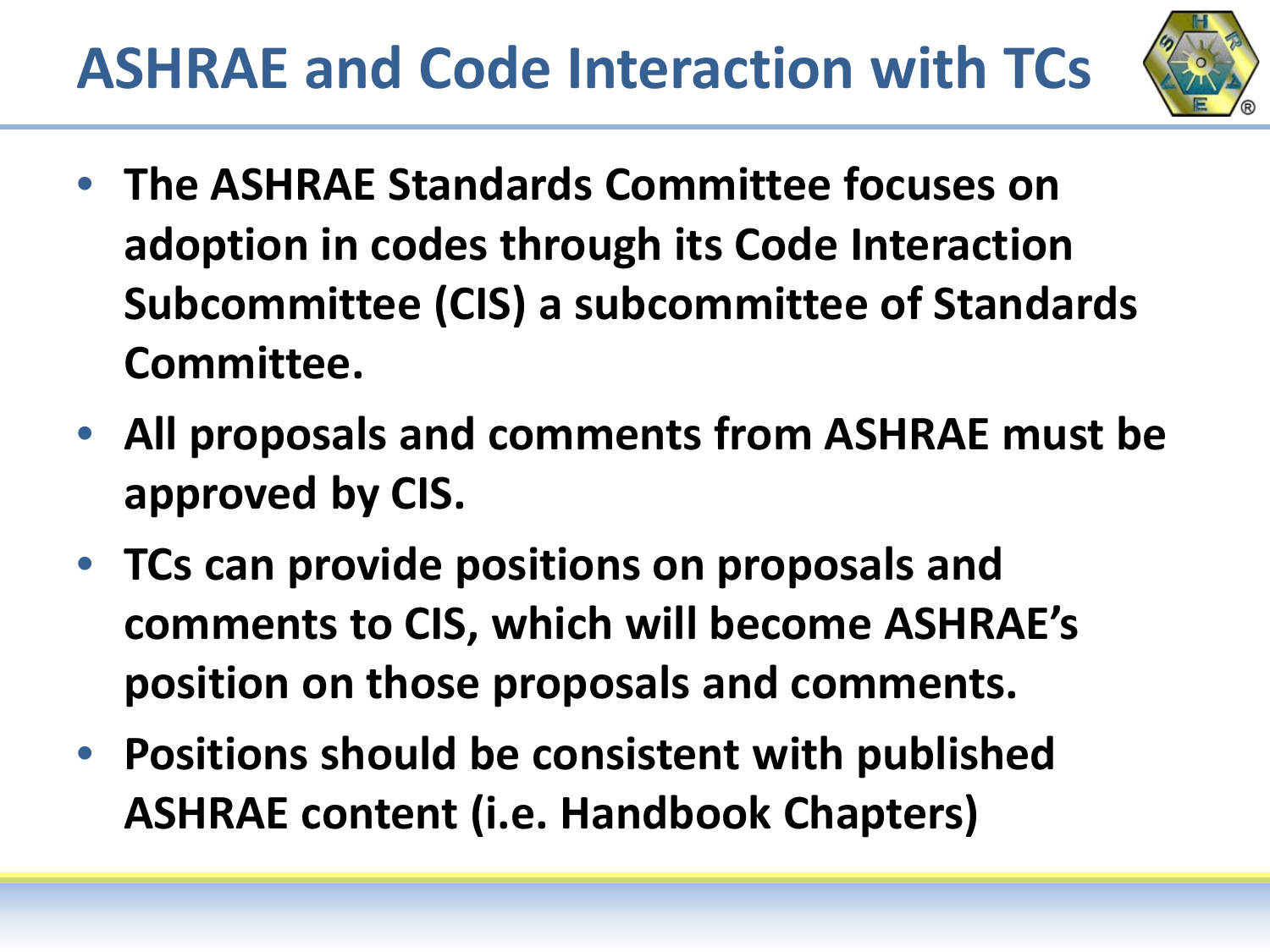# ASHRAE and Code Interaction with TCs

- **The ASHRAE Standards Committee focuses on adoption in codes through its Code Interaction Subcommittee (CIS) a subcommittee of Standards Committee.**
- **All proposals and comments from ASHRAE must be approved by CIS.**
- **TCs can provide positions on proposals and comments to CIS, which will become ASHRAE's position on those proposals and comments.**
- **Positions should be consistent with published ASHRAE content (i.e. Handbook Chapters)**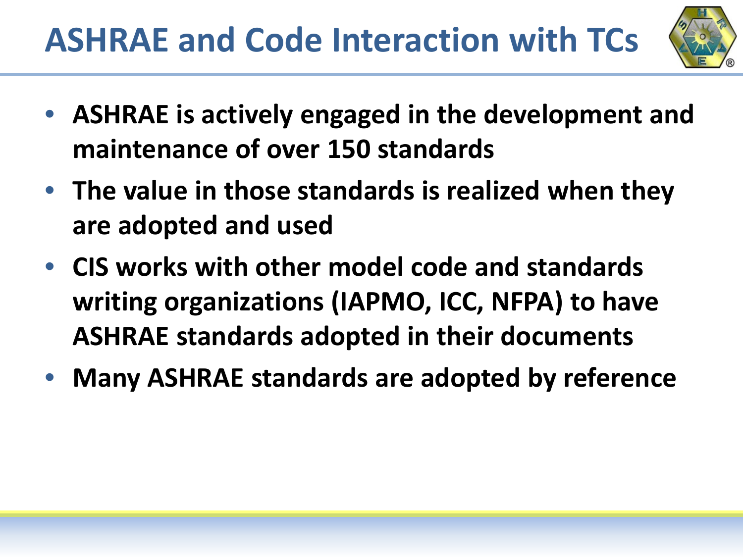# ASHRAE and Code Interaction with TCs

- **ASHRAE is actively engaged in the development and maintenance of over 150 standards**
- **The value in those standards is realized when they are adopted and used**
- **CIS works with other model code and standards writing organizations (IAPMO, ICC, NFPA) to have ASHRAE standards adopted in their documents**
- **Many ASHRAE standards are adopted by reference**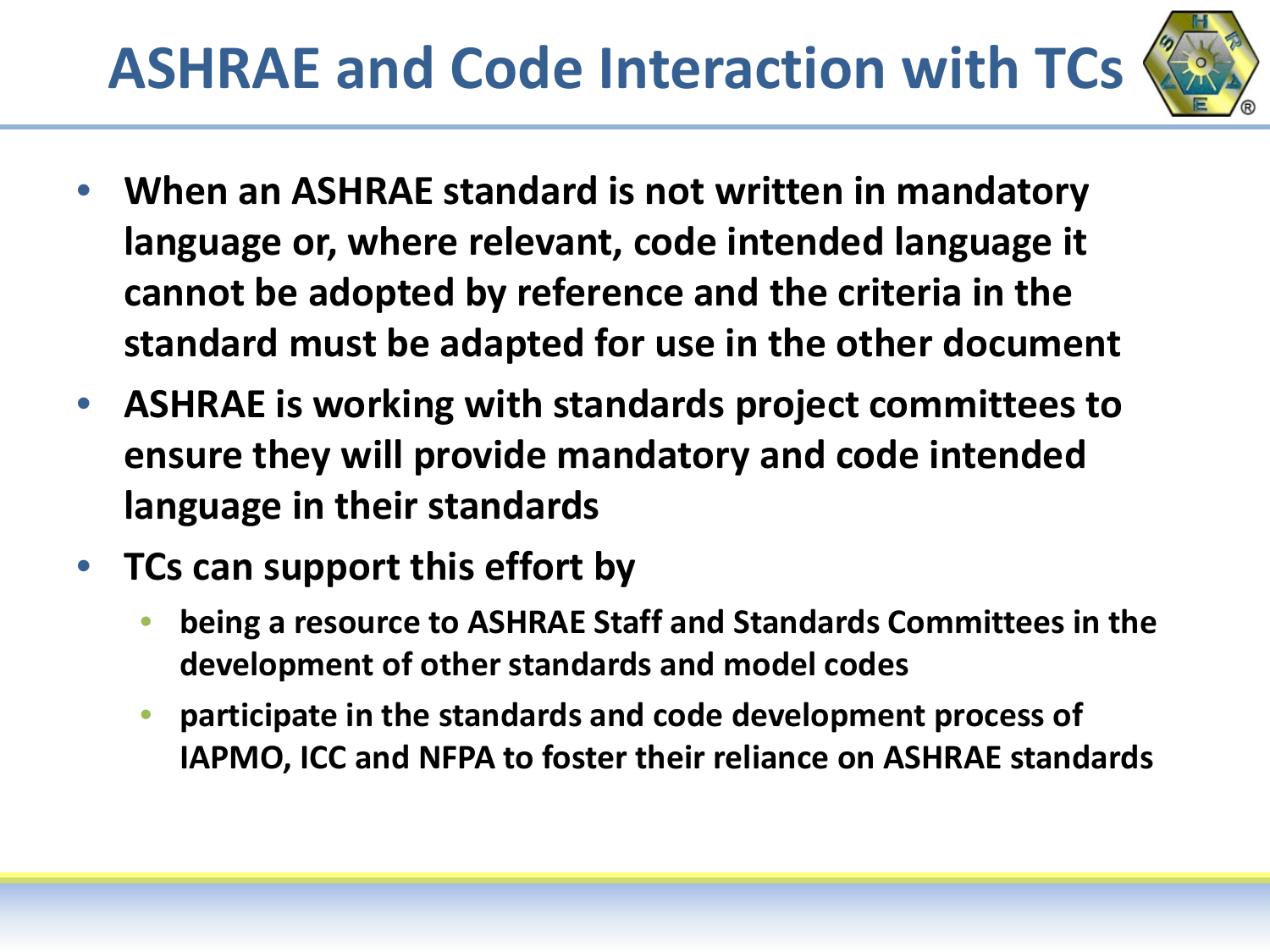# ASHRAE and Code Interaction with TCs

- When an ASHRAE standard is not written in mandatory language or, where relevant, code intended language it cannot be adopted by reference and the criteria in the standard must be adapted for use in the other document
- ASHRAE is working with standards project committees to ensure they will provide mandatory and code intended language in their standards
- TCs can support this effort by
  - being a resource to ASHRAE Staff and Standards Committees in the development of other standards and model codes
  - participate in the standards and code development process of IAPMO, ICC and NFPA to foster their reliance on ASHRAE standards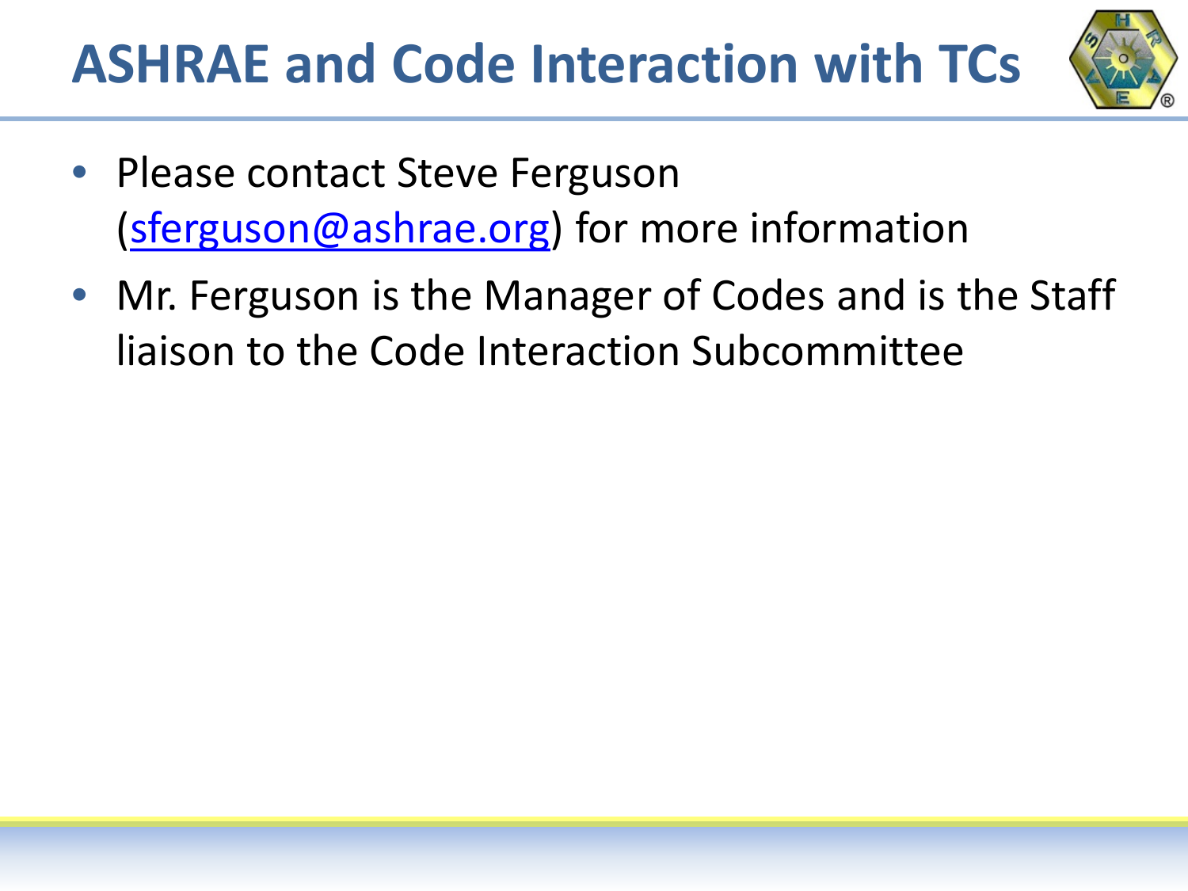# ASHRAE and Code Interaction with TCs

- Please contact Steve Ferguson (sferguson@ashrae.org) for more information
- Mr. Ferguson is the Manager of Codes and is the Staff liaison to the Code Interaction Subcommittee